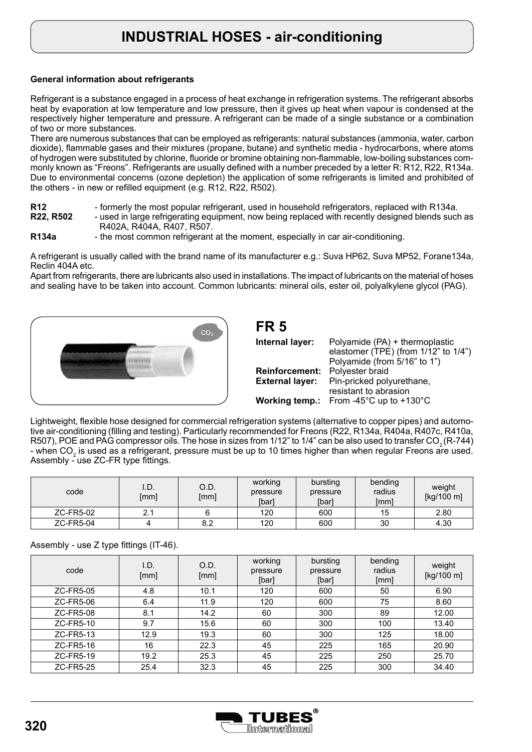# INDUSTRIAL HOSES - air-conditioning

**General information about refrigerants**

Refrigerant is a substance engaged in a process of heat exchange in refrigeration systems. The refrigerant absorbs heat by evaporation at low temperature and low pressure, then it gives up heat when vapour is condensed at the respectively higher temperature and pressure. A refrigerant can be made of a single substance or a combination of two or more substances.

There are numerous substances that can be employed as refrigerants: natural substances (ammonia, water, carbon dioxide), flammable gases and their mixtures (propane, butane) and synthetic media - hydrocarbons, where atoms of hydrogen were substituted by chlorine, fluoride or bromine obtaining non-flammable, low-boiling substances commonly known as "Freons". Refrigerants are usually defined with a number preceded by a letter R: R12, R22, R134a. Due to environmental concerns (ozone depletion) the application of some refrigerants is limited and prohibited of the others - in new or refilled equipment (e.g. R12, R22, R502).

**R12** - formerly the most popular refrigerant, used in household refrigerators, replaced with R134a.

**R22, R502** - used in large refrigerating equipment, now being replaced with recently designed blends such as R402A, R404A, R407, R507.

**R134a** - the most common refrigerant at the moment, especially in car air-conditioning.

A refrigerant is usually called with the brand name of its manufacturer e.g.: Suva HP62, Suva MP52, Forane134a, Reclin 404A etc.

Apart from refrigerants, there are lubricants also used in installations. The impact of lubricants on the material of hoses and sealing have to be taken into account. Common lubricants: mineral oils, ester oil, polyalkylene glycol (PAG).

## FR 5

**Internal layer:** Polyamide (PA) + thermoplastic elastomer (TPE) (from 1/12" to 1/4")
Polyamide (from 5/16" to 1")

**Reinforcement:** Polyester braid

**External layer:** Pin-pricked polyurethane, resistant to abrasion

**Working temp.:** From -45°C up to +130°C

Lightweight, flexible hose designed for commercial refrigeration systems (alternative to copper pipes) and automotive air-conditioning (filling and testing). Particularly recommended for Freons (R22, R134a, R404a, R407c, R410a, R507), POE and PAG compressor oils. The hose in sizes from 1/12" to 1/4" can be also used to transfer $CO_2$ (R-744) - when $CO_2$ is used as a refrigerant, pressure must be up to 10 times higher than when regular Freons are used. Assembly - use ZC-FR type fittings.

| code | I.D. [mm] | O.D. [mm] | working pressure [bar] | bursting pressure [bar] | bending radius [mm] | weight [kg/100 m] |
|---|---|---|---|---|---|---|
| ZC-FR5-02 | 2.1 | 6 | 120 | 600 | 15 | 2.80 |
| ZC-FR5-04 | 4 | 8.2 | 120 | 600 | 30 | 4.30 |

Assembly - use Z type fittings (IT-46).

| code | I.D. [mm] | O.D. [mm] | working pressure [bar] | bursting pressure [bar] | bending radius [mm] | weight [kg/100 m] |
|---|---|---|---|---|---|---|
| ZC-FR5-05 | 4.8 | 10.1 | 120 | 600 | 50 | 6.90 |
| ZC-FR5-06 | 6.4 | 11.9 | 120 | 600 | 75 | 8.60 |
| ZC-FR5-08 | 8.1 | 14.2 | 60 | 300 | 89 | 12.00 |
| ZC-FR5-10 | 9.7 | 15.6 | 60 | 300 | 100 | 13.40 |
| ZC-FR5-13 | 12.9 | 19.3 | 60 | 300 | 125 | 18.00 |
| ZC-FR5-16 | 16 | 22.3 | 45 | 225 | 165 | 20.90 |
| ZC-FR5-19 | 19.2 | 25.3 | 45 | 225 | 250 | 25.70 |
| ZC-FR5-25 | 25.4 | 32.3 | 45 | 225 | 300 | 34.40 |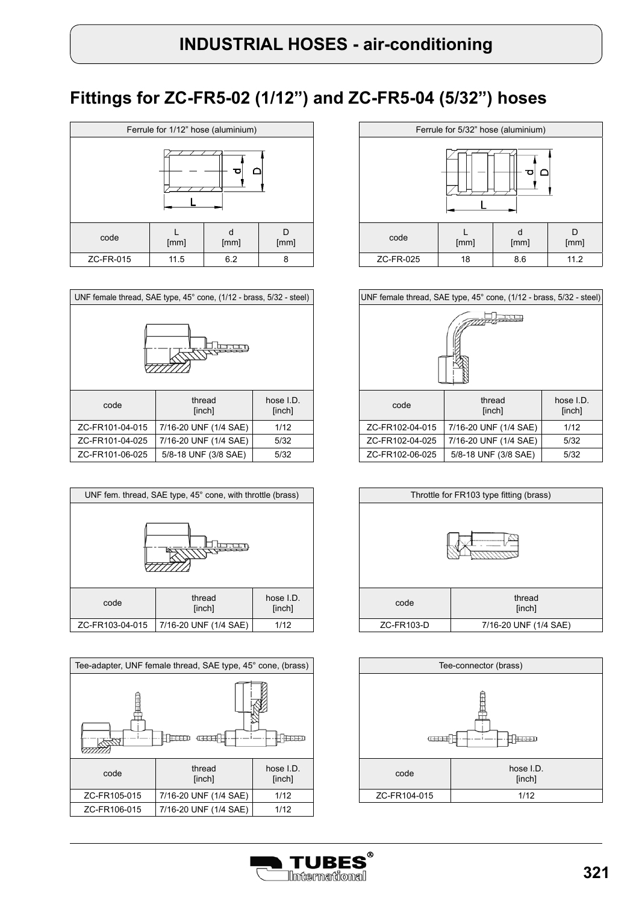## INDUSTRIAL HOSES - air-conditioning

# Fittings for ZC-FR5-02 (1/12”) and ZC-FR5-04 (5/32”) hoses

| Ferrule for 1/12” hose (aluminium) | | | |
|---|---|---|---|
| code | L [mm] | d [mm] | D [mm] |
| ZC-FR-015 | 11.5 | 6.2 | 8 |

| Ferrule for 5/32” hose (aluminium) | | | |
|---|---|---|---|
| code | L [mm] | d [mm] | D [mm] |
| ZC-FR-025 | 18 | 8.6 | 11.2 |

| UNF female thread, SAE type, 45° cone, (1/12 - brass, 5/32 - steel) | | |
|---|---|---|
| code | thread [inch] | hose I.D. [inch] |
| ZC-FR101-04-015 | 7/16-20 UNF (1/4 SAE) | 1/12 |
| ZC-FR101-04-025 | 7/16-20 UNF (1/4 SAE) | 5/32 |
| ZC-FR101-06-025 | 5/8-18 UNF (3/8 SAE) | 5/32 |

| UNF female thread, SAE type, 45° cone, (1/12 - brass, 5/32 - steel) | | |
|---|---|---|
| code | thread [inch] | hose I.D. [inch] |
| ZC-FR102-04-015 | 7/16-20 UNF (1/4 SAE) | 1/12 |
| ZC-FR102-04-025 | 7/16-20 UNF (1/4 SAE) | 5/32 |
| ZC-FR102-06-025 | 5/8-18 UNF (3/8 SAE) | 5/32 |

| UNF fem. thread, SAE type, 45° cone, with throttle (brass) | | |
|---|---|---|
| code | thread [inch] | hose I.D. [inch] |
| ZC-FR103-04-015 | 7/16-20 UNF (1/4 SAE) | 1/12 |

| Throttle for FR103 type fitting (brass) | |
|---|---|
| code | thread [inch] |
| ZC-FR103-D | 7/16-20 UNF (1/4 SAE) |

| Tee-adapter, UNF female thread, SAE type, 45° cone, (brass) | | |
|---|---|---|
| code | thread [inch] | hose I.D. [inch] |
| ZC-FR105-015 | 7/16-20 UNF (1/4 SAE) | 1/12 |
| ZC-FR106-015 | 7/16-20 UNF (1/4 SAE) | 1/12 |

| Tee-connector (brass) | |
|---|---|
| code | hose I.D. [inch] |
| ZC-FR104-015 | 1/12 |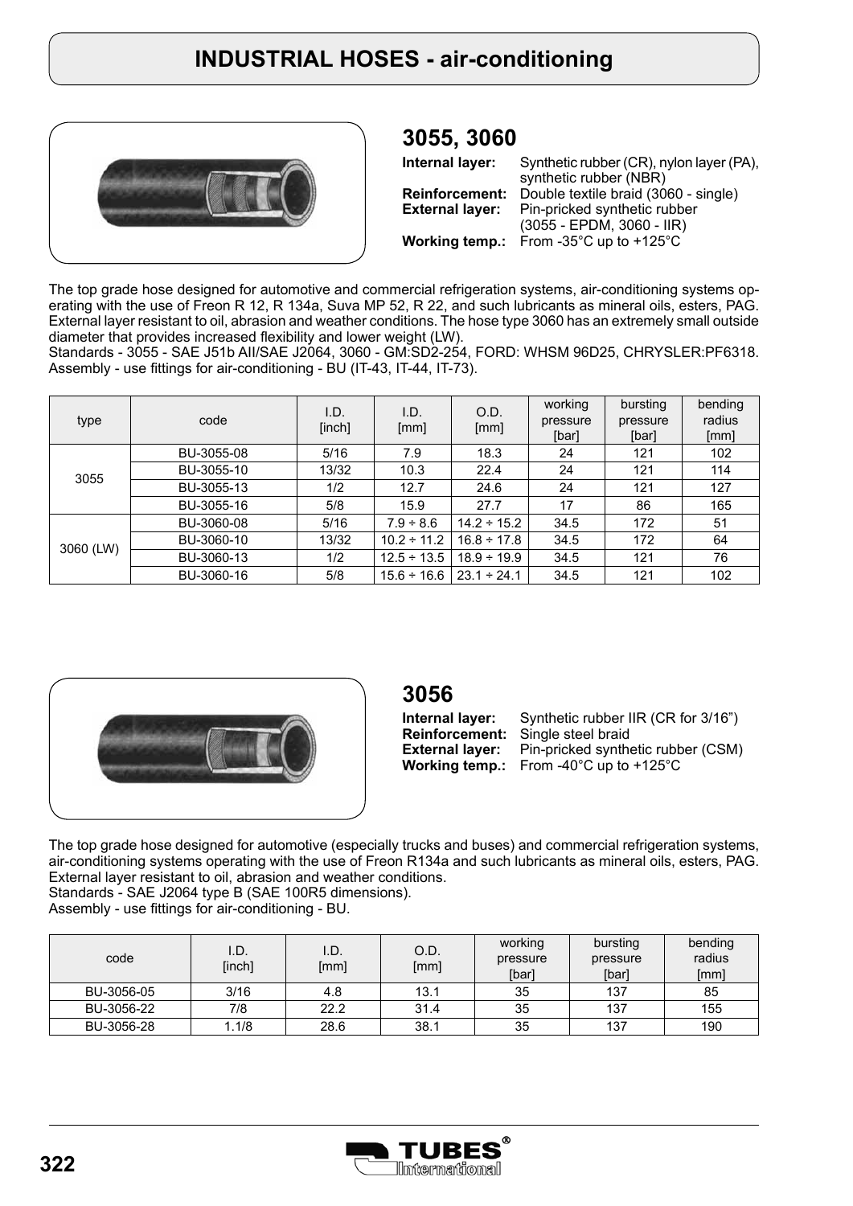# INDUSTRIAL HOSES - air-conditioning

## 3055, 3060

**Internal layer:** Synthetic rubber (CR), nylon layer (PA), synthetic rubber (NBR)
**Reinforcement:** Double textile braid (3060 - single)
**External layer:** Pin-pricked synthetic rubber (3055 - EPDM, 3060 - IIR)
**Working temp.:** From -35°C up to +125°C

The top grade hose designed for automotive and commercial refrigeration systems, air-conditioning systems operating with the use of Freon R 12, R 134a, Suva MP 52, R 22, and such lubricants as mineral oils, esters, PAG. External layer resistant to oil, abrasion and weather conditions. The hose type 3060 has an extremely small outside diameter that provides increased flexibility and lower weight (LW).
Standards - 3055 - SAE J51b AII/SAE J2064, 3060 - GM:SD2-254, FORD: WHSM 96D25, CHRYSLER:PF6318.
Assembly - use fittings for air-conditioning - BU (IT-43, IT-44, IT-73).

| type | code | I.D. [inch] | I.D. [mm] | O.D. [mm] | working pressure [bar] | bursting pressure [bar] | bending radius [mm] |
|---|---|---|---|---|---|---|---|
| 3055 | BU-3055-08 | 5/16 | 7.9 | 18.3 | 24 | 121 | 102 |
| | BU-3055-10 | 13/32 | 10.3 | 22.4 | 24 | 121 | 114 |
| | BU-3055-13 | 1/2 | 12.7 | 24.6 | 24 | 121 | 127 |
| | BU-3055-16 | 5/8 | 15.9 | 27.7 | 17 | 86 | 165 |
| 3060 (LW) | BU-3060-08 | 5/16 | 7.9 ÷ 8.6 | 14.2 ÷ 15.2 | 34.5 | 172 | 51 |
| | BU-3060-10 | 13/32 | 10.2 ÷ 11.2 | 16.8 ÷ 17.8 | 34.5 | 172 | 64 |
| | BU-3060-13 | 1/2 | 12.5 ÷ 13.5 | 18.9 ÷ 19.9 | 34.5 | 121 | 76 |
| | BU-3060-16 | 5/8 | 15.6 ÷ 16.6 | 23.1 ÷ 24.1 | 34.5 | 121 | 102 |

## 3056

**Internal layer:** Synthetic rubber IIR (CR for 3/16")
**Reinforcement:** Single steel braid
**External layer:** Pin-pricked synthetic rubber (CSM)
**Working temp.:** From -40°C up to +125°C

The top grade hose designed for automotive (especially trucks and buses) and commercial refrigeration systems, air-conditioning systems operating with the use of Freon R134a and such lubricants as mineral oils, esters, PAG. External layer resistant to oil, abrasion and weather conditions.
Standards - SAE J2064 type B (SAE 100R5 dimensions).
Assembly - use fittings for air-conditioning - BU.

| code | I.D. [inch] | I.D. [mm] | O.D. [mm] | working pressure [bar] | bursting pressure [bar] | bending radius [mm] |
|---|---|---|---|---|---|---|
| BU-3056-05 | 3/16 | 4.8 | 13.1 | 35 | 137 | 85 |
| BU-3056-22 | 7/8 | 22.2 | 31.4 | 35 | 137 | 155 |
| BU-3056-28 | 1.1/8 | 28.6 | 38.1 | 35 | 137 | 190 |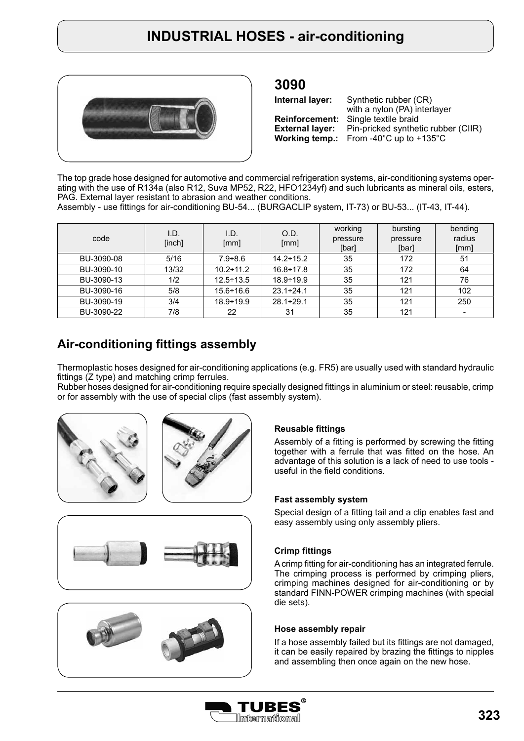# INDUSTRIAL HOSES - air-conditioning

## 3090

**Internal layer:** Synthetic rubber (CR) with a nylon (PA) interlayer
**Reinforcement:** Single textile braid
**External layer:** Pin-pricked synthetic rubber (CIIR)
**Working temp.:** From -40°C up to +135°C

The top grade hose designed for automotive and commercial refrigeration systems, air-conditioning systems operating with the use of R134a (also R12, Suva MP52, R22, HFO1234yf) and such lubricants as mineral oils, esters, PAG. External layer resistant to abrasion and weather conditions.
Assembly - use fittings for air-conditioning BU-54... (BURGACLIP system, IT-73) or BU-53... (IT-43, IT-44).

| code | I.D. [inch] | I.D. [mm] | O.D. [mm] | working pressure [bar] | bursting pressure [bar] | bending radius [mm] |
|---|---|---|---|---|---|---|
| BU-3090-08 | 5/16 | 7.9÷8.6 | 14.2÷15.2 | 35 | 172 | 51 |
| BU-3090-10 | 13/32 | 10.2÷11.2 | 16.8÷17.8 | 35 | 172 | 64 |
| BU-3090-13 | 1/2 | 12.5÷13.5 | 18.9÷19.9 | 35 | 121 | 76 |
| BU-3090-16 | 5/8 | 15.6÷16.6 | 23.1÷24.1 | 35 | 121 | 102 |
| BU-3090-19 | 3/4 | 18.9÷19.9 | 28.1÷29.1 | 35 | 121 | 250 |
| BU-3090-22 | 7/8 | 22 | 31 | 35 | 121 | - |

## Air-conditioning fittings assembly

Thermoplastic hoses designed for air-conditioning applications (e.g. FR5) are usually used with standard hydraulic fittings (Z type) and matching crimp ferrules.
Rubber hoses designed for air-conditioning require specially designed fittings in aluminium or steel: reusable, crimp or for assembly with the use of special clips (fast assembly system).

**Reusable fittings**

Assembly of a fitting is performed by screwing the fitting together with a ferrule that was fitted on the hose. An advantage of this solution is a lack of need to use tools - useful in the field conditions.

**Fast assembly system**

Special design of a fitting tail and a clip enables fast and easy assembly using only assembly pliers.

**Crimp fittings**

A crimp fitting for air-conditioning has an integrated ferrule. The crimping process is performed by crimping pliers, crimping machines designed for air-conditioning or by standard FINN-POWER crimping machines (with special die sets).

**Hose assembly repair**

If a hose assembly failed but its fittings are not damaged, it can be easily repaired by brazing the fittings to nipples and assembling then once again on the new hose.